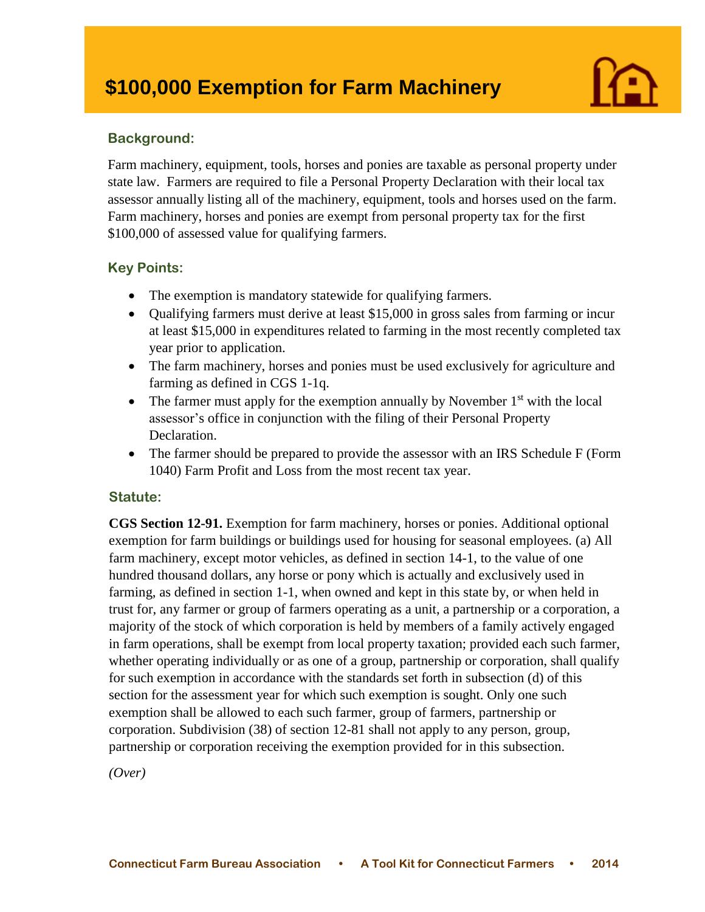# $100,000 Exemption for Farm Machinery

## Background:

Farm machinery, equipment, tools, horses and ponies are taxable as personal property under state law. Farmers are required to file a Personal Property Declaration with their local tax assessor annually listing all of the machinery, equipment, tools and horses used on the farm. Farm machinery, horses and ponies are exempt from personal property tax for the first $100,000 of assessed value for qualifying farmers.

## Key Points:

- The exemption is mandatory statewide for qualifying farmers.
- Qualifying farmers must derive at least $15,000 in gross sales from farming or incur at least $15,000 in expenditures related to farming in the most recently completed tax year prior to application.
- The farm machinery, horses and ponies must be used exclusively for agriculture and farming as defined in CGS 1-1q.
- The farmer must apply for the exemption annually by November 1st with the local assessor's office in conjunction with the filing of their Personal Property Declaration.
- The farmer should be prepared to provide the assessor with an IRS Schedule F (Form 1040) Farm Profit and Loss from the most recent tax year.

## Statute:

**CGS Section 12-91.** Exemption for farm machinery, horses or ponies. Additional optional exemption for farm buildings or buildings used for housing for seasonal employees. (a) All farm machinery, except motor vehicles, as defined in section 14-1, to the value of one hundred thousand dollars, any horse or pony which is actually and exclusively used in farming, as defined in section 1-1, when owned and kept in this state by, or when held in trust for, any farmer or group of farmers operating as a unit, a partnership or a corporation, a majority of the stock of which corporation is held by members of a family actively engaged in farm operations, shall be exempt from local property taxation; provided each such farmer, whether operating individually or as one of a group, partnership or corporation, shall qualify for such exemption in accordance with the standards set forth in subsection (d) of this section for the assessment year for which such exemption is sought. Only one such exemption shall be allowed to each such farmer, group of farmers, partnership or corporation. Subdivision (38) of section 12-81 shall not apply to any person, group, partnership or corporation receiving the exemption provided for in this subsection.

*(Over)*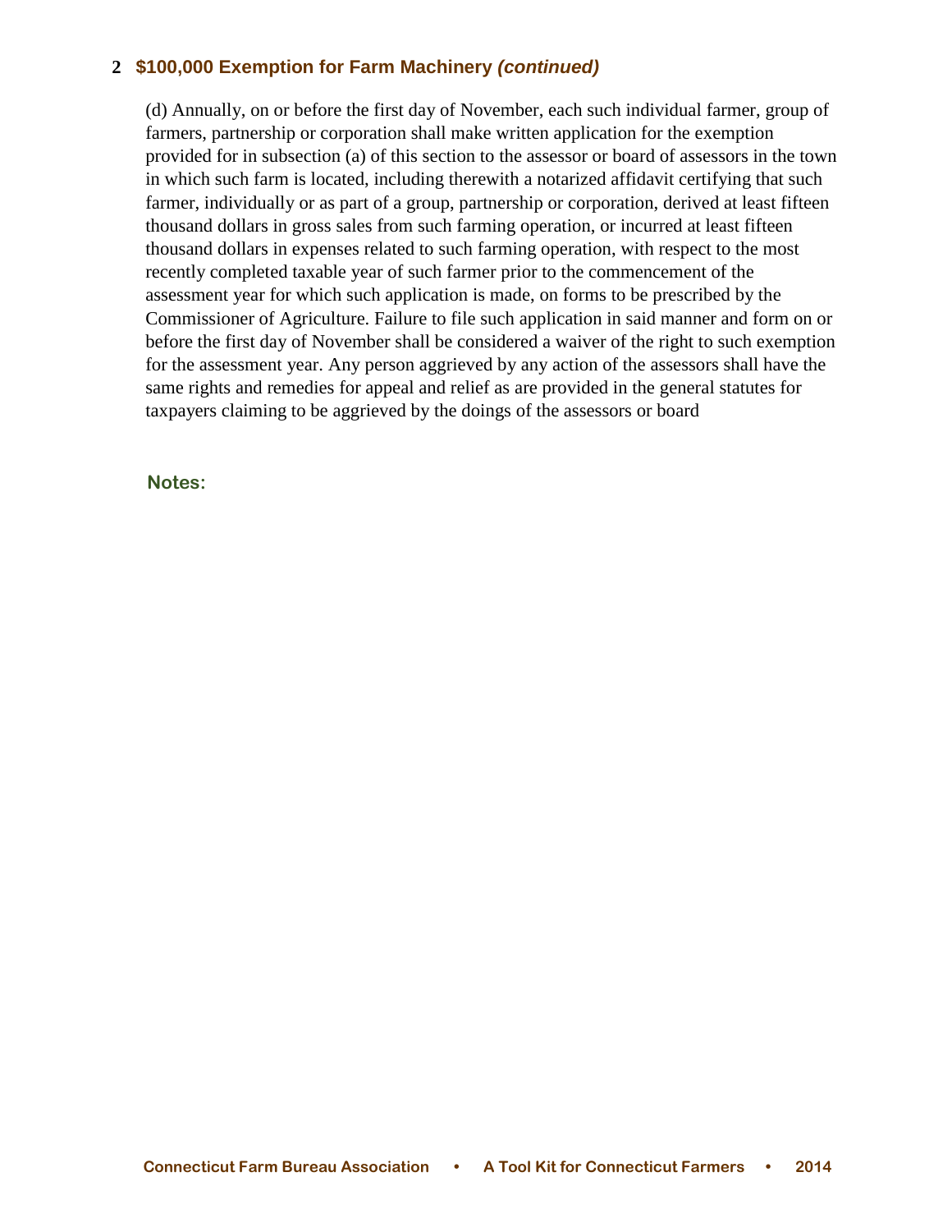## 2 $100,000 Exemption for Farm Machinery *(continued)*

(d) Annually, on or before the first day of November, each such individual farmer, group of farmers, partnership or corporation shall make written application for the exemption provided for in subsection (a) of this section to the assessor or board of assessors in the town in which such farm is located, including therewith a notarized affidavit certifying that such farmer, individually or as part of a group, partnership or corporation, derived at least fifteen thousand dollars in gross sales from such farming operation, or incurred at least fifteen thousand dollars in expenses related to such farming operation, with respect to the most recently completed taxable year of such farmer prior to the commencement of the assessment year for which such application is made, on forms to be prescribed by the Commissioner of Agriculture. Failure to file such application in said manner and form on or before the first day of November shall be considered a waiver of the right to such exemption for the assessment year. Any person aggrieved by any action of the assessors shall have the same rights and remedies for appeal and relief as are provided in the general statutes for taxpayers claiming to be aggrieved by the doings of the assessors or board

**Notes:**